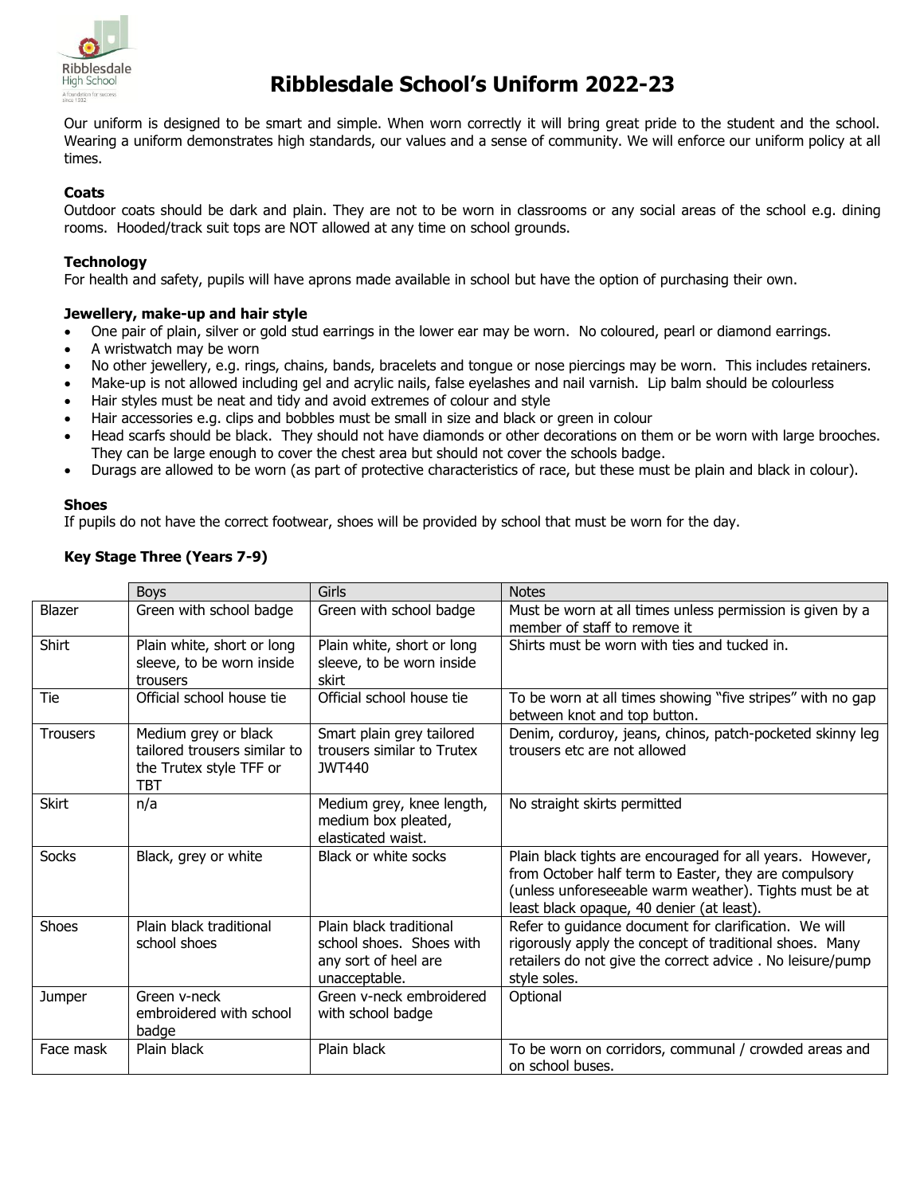# Ribblesdale School's Uniform 2022-23

Our uniform is designed to be smart and simple. When worn correctly it will bring great pride to the student and the school. Wearing a uniform demonstrates high standards, our values and a sense of community. We will enforce our uniform policy at all times.

**Coats**

Outdoor coats should be dark and plain. They are not to be worn in classrooms or any social areas of the school e.g. dining rooms. Hooded/track suit tops are NOT allowed at any time on school grounds.

**Technology**

For health and safety, pupils will have aprons made available in school but have the option of purchasing their own.

**Jewellery, make-up and hair style**

- One pair of plain, silver or gold stud earrings in the lower ear may be worn. No coloured, pearl or diamond earrings.
- A wristwatch may be worn
- No other jewellery, e.g. rings, chains, bands, bracelets and tongue or nose piercings may be worn. This includes retainers.
- Make-up is not allowed including gel and acrylic nails, false eyelashes and nail varnish. Lip balm should be colourless
- Hair styles must be neat and tidy and avoid extremes of colour and style
- Hair accessories e.g. clips and bobbles must be small in size and black or green in colour
- Head scarfs should be black. They should not have diamonds or other decorations on them or be worn with large brooches. They can be large enough to cover the chest area but should not cover the schools badge.
- Durags are allowed to be worn (as part of protective characteristics of race, but these must be plain and black in colour).

**Shoes**

If pupils do not have the correct footwear, shoes will be provided by school that must be worn for the day.

**Key Stage Three (Years 7-9)**

| | Boys | Girls | Notes |
|---|---|---|---|
| Blazer | Green with school badge | Green with school badge | Must be worn at all times unless permission is given by a member of staff to remove it |
| Shirt | Plain white, short or long sleeve, to be worn inside trousers | Plain white, short or long sleeve, to be worn inside skirt | Shirts must be worn with ties and tucked in. |
| Tie | Official school house tie | Official school house tie | To be worn at all times showing "five stripes" with no gap between knot and top button. |
| Trousers | Medium grey or black tailored trousers similar to the Trutex style TFF or TBT | Smart plain grey tailored trousers similar to Trutex JWT440 | Denim, corduroy, jeans, chinos, patch-pocketed skinny leg trousers etc are not allowed |
| Skirt | n/a | Medium grey, knee length, medium box pleated, elasticated waist. | No straight skirts permitted |
| Socks | Black, grey or white | Black or white socks | Plain black tights are encouraged for all years. However, from October half term to Easter, they are compulsory (unless unforeseeable warm weather). Tights must be at least black opaque, 40 denier (at least). |
| Shoes | Plain black traditional school shoes | Plain black traditional school shoes. Shoes with any sort of heel are unacceptable. | Refer to guidance document for clarification. We will rigorously apply the concept of traditional shoes. Many retailers do not give the correct advice . No leisure/pump style soles. |
| Jumper | Green v-neck embroidered with school badge | Green v-neck embroidered with school badge | Optional |
| Face mask | Plain black | Plain black | To be worn on corridors, communal / crowded areas and on school buses. |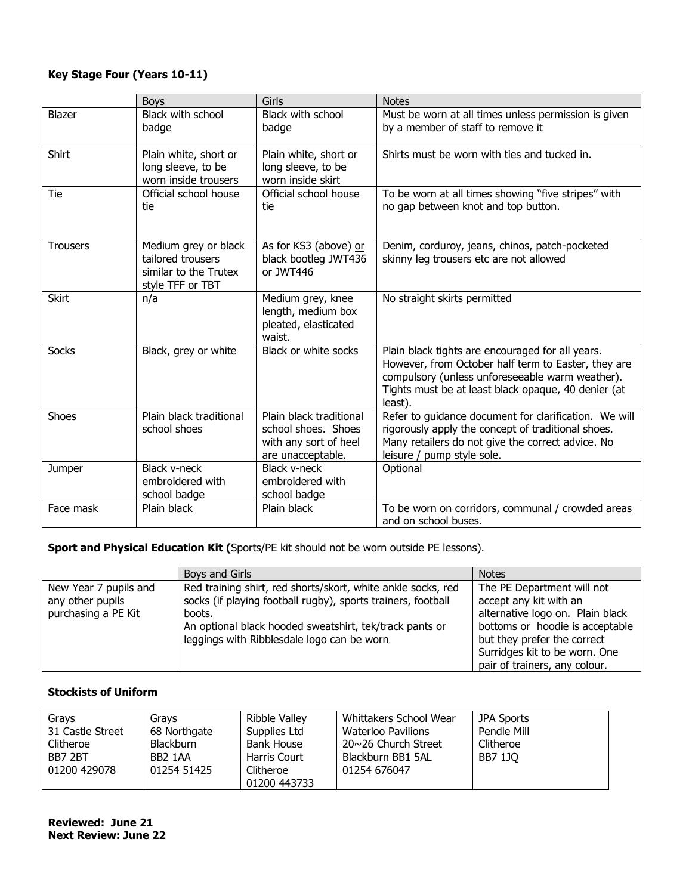**Key Stage Four (Years 10-11)**

| | Boys | Girls | Notes |
|---|---|---|---|
| Blazer | Black with school badge | Black with school badge | Must be worn at all times unless permission is given by a member of staff to remove it |
| Shirt | Plain white, short or long sleeve, to be worn inside trousers | Plain white, short or long sleeve, to be worn inside skirt | Shirts must be worn with ties and tucked in. |
| Tie | Official school house tie | Official school house tie | To be worn at all times showing "five stripes" with no gap between knot and top button. |
| Trousers | Medium grey or black tailored trousers similar to the Trutex style TFF or TBT | As for KS3 (above) or black bootleg JWT436 or JWT446 | Denim, corduroy, jeans, chinos, patch-pocketed skinny leg trousers etc are not allowed |
| Skirt | n/a | Medium grey, knee length, medium box pleated, elasticated waist. | No straight skirts permitted |
| Socks | Black, grey or white | Black or white socks | Plain black tights are encouraged for all years. However, from October half term to Easter, they are compulsory (unless unforeseeable warm weather). Tights must be at least black opaque, 40 denier (at least). |
| Shoes | Plain black traditional school shoes | Plain black traditional school shoes. Shoes with any sort of heel are unacceptable. | Refer to guidance document for clarification. We will rigorously apply the concept of traditional shoes. Many retailers do not give the correct advice. No leisure / pump style sole. |
| Jumper | Black v-neck embroidered with school badge | Black v-neck embroidered with school badge | Optional |
| Face mask | Plain black | Plain black | To be worn on corridors, communal / crowded areas and on school buses. |

**Sport and Physical Education Kit (**Sports/PE kit should not be worn outside PE lessons).

| | Boys and Girls | Notes |
|---|---|---|
| New Year 7 pupils and any other pupils purchasing a PE Kit | Red training shirt, red shorts/skort, white ankle socks, red socks (if playing football rugby), sports trainers, football boots. An optional black hooded sweatshirt, tek/track pants or leggings with Ribblesdale logo can be worn. | The PE Department will not accept any kit with an alternative logo on. Plain black bottoms or hoodie is acceptable but they prefer the correct Surridges kit to be worn. One pair of trainers, any colour. |

**Stockists of Uniform**

| | | | | |
|---|---|---|---|---|
| Grays<br>31 Castle Street<br>Clitheroe<br>BB7 2BT<br>01200 429078 | Grays<br>68 Northgate<br>Blackburn<br>BB2 1AA<br>01254 51425 | Ribble Valley Supplies Ltd<br>Bank House<br>Harris Court<br>Clitheroe<br>01200 443733 | Whittakers School Wear<br>Waterloo Pavilions<br>20~26 Church Street<br>Blackburn BB1 5AL<br>01254 676047 | JPA Sports<br>Pendle Mill<br>Clitheroe<br>BB7 1JQ |

**Reviewed: June 21**
**Next Review: June 22**